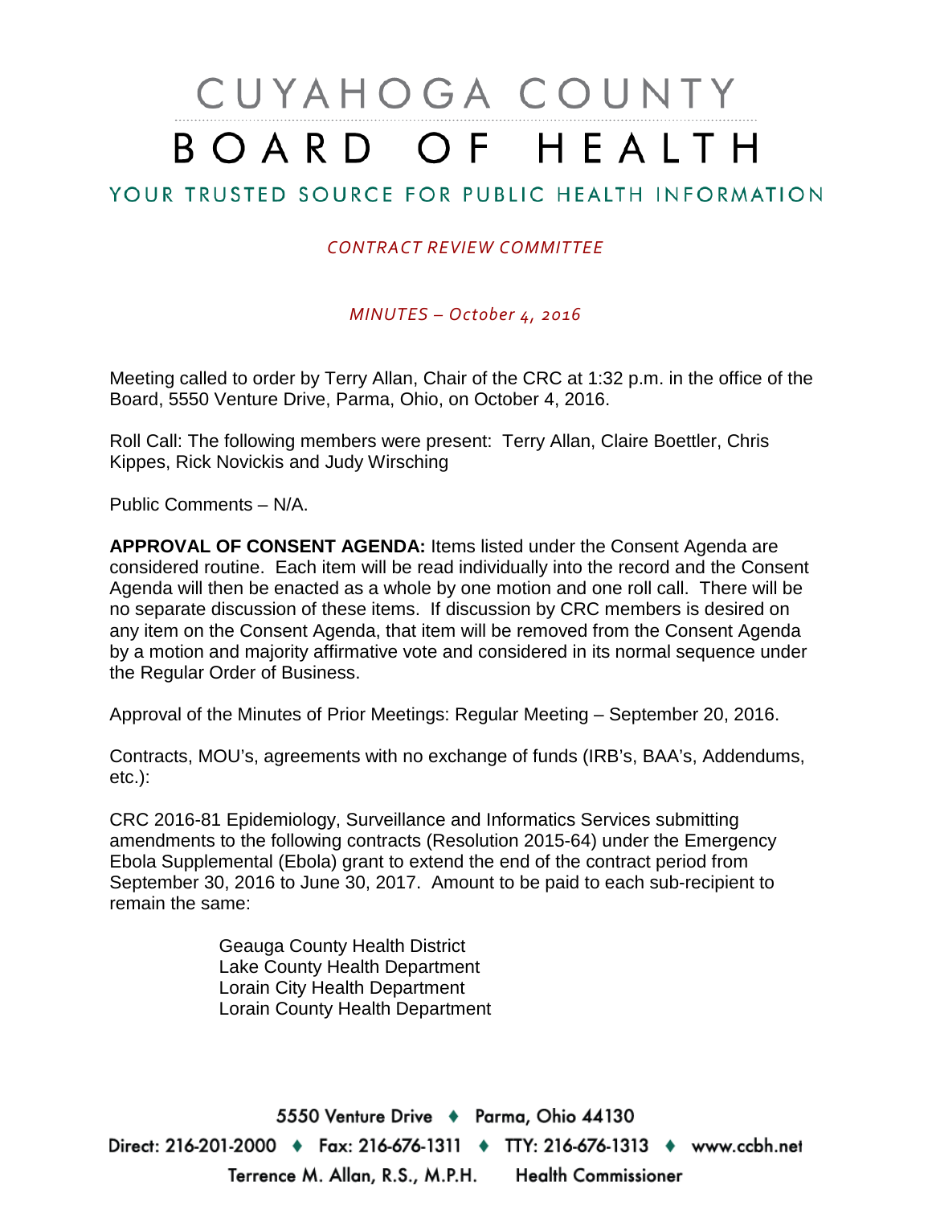# CUYAHOGA COUNTY BOARD OF HEALTH

YOUR TRUSTED SOURCE FOR PUBLIC HEALTH INFORMATION

*CONTRACT REVIEW COMMITTEE*

*MINUTES – October 4, 2016*

Meeting called to order by Terry Allan, Chair of the CRC at 1:32 p.m. in the office of the Board, 5550 Venture Drive, Parma, Ohio, on October 4, 2016.

Roll Call: The following members were present: Terry Allan, Claire Boettler, Chris Kippes, Rick Novickis and Judy Wirsching

Public Comments – N/A.

**APPROVAL OF CONSENT AGENDA:** Items listed under the Consent Agenda are considered routine. Each item will be read individually into the record and the Consent Agenda will then be enacted as a whole by one motion and one roll call. There will be no separate discussion of these items. If discussion by CRC members is desired on any item on the Consent Agenda, that item will be removed from the Consent Agenda by a motion and majority affirmative vote and considered in its normal sequence under the Regular Order of Business.

Approval of the Minutes of Prior Meetings: Regular Meeting – September 20, 2016.

Contracts, MOU's, agreements with no exchange of funds (IRB's, BAA's, Addendums, etc.):

CRC 2016-81 Epidemiology, Surveillance and Informatics Services submitting amendments to the following contracts (Resolution 2015-64) under the Emergency Ebola Supplemental (Ebola) grant to extend the end of the contract period from September 30, 2016 to June 30, 2017. Amount to be paid to each sub-recipient to remain the same:

Geauga County Health District
Lake County Health Department
Lorain City Health Department
Lorain County Health Department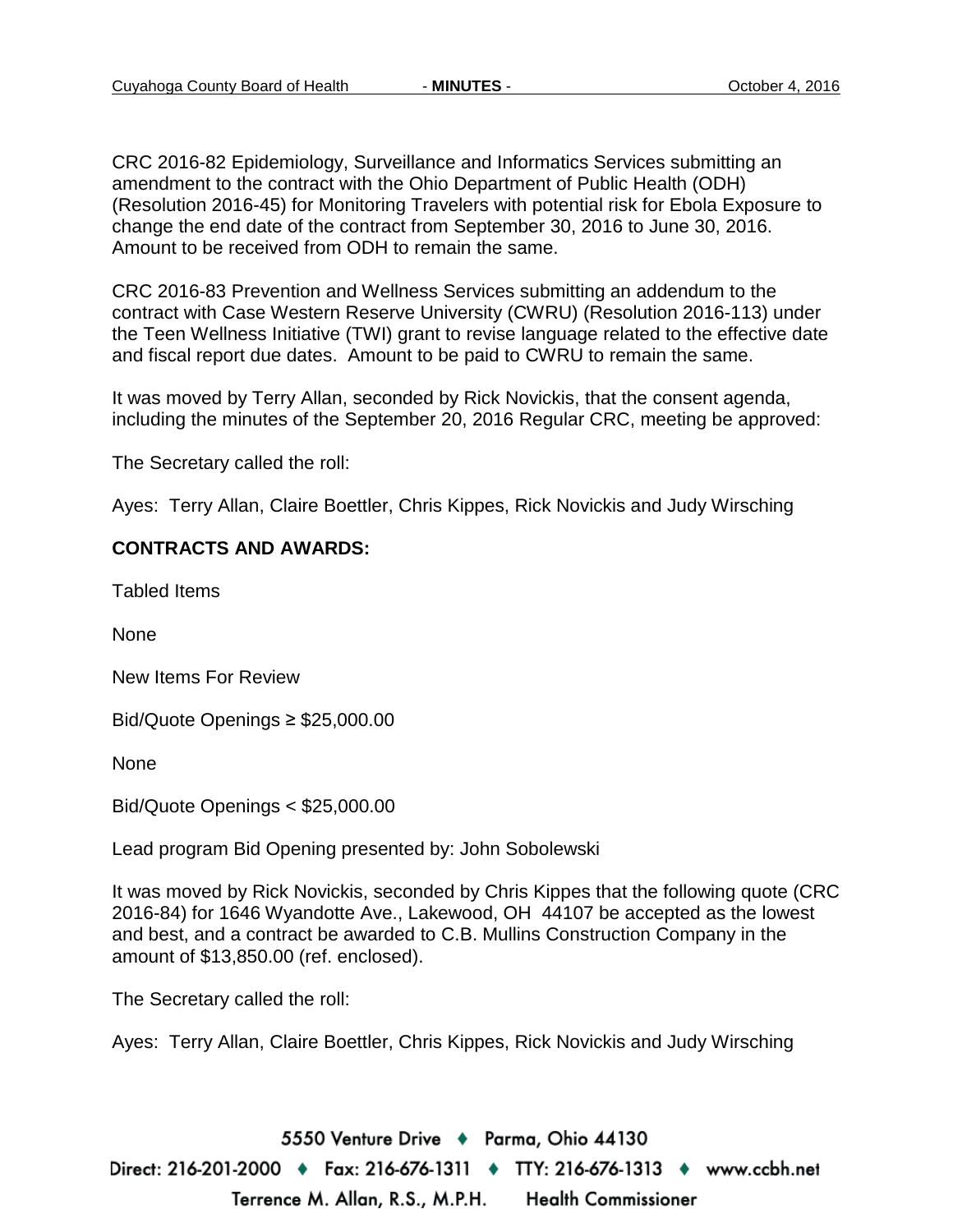CRC 2016-82 Epidemiology, Surveillance and Informatics Services submitting an amendment to the contract with the Ohio Department of Public Health (ODH) (Resolution 2016-45) for Monitoring Travelers with potential risk for Ebola Exposure to change the end date of the contract from September 30, 2016 to June 30, 2016. Amount to be received from ODH to remain the same.

CRC 2016-83 Prevention and Wellness Services submitting an addendum to the contract with Case Western Reserve University (CWRU) (Resolution 2016-113) under the Teen Wellness Initiative (TWI) grant to revise language related to the effective date and fiscal report due dates. Amount to be paid to CWRU to remain the same.

It was moved by Terry Allan, seconded by Rick Novickis, that the consent agenda, including the minutes of the September 20, 2016 Regular CRC, meeting be approved:

The Secretary called the roll:

Ayes: Terry Allan, Claire Boettler, Chris Kippes, Rick Novickis and Judy Wirsching

**CONTRACTS AND AWARDS:**

Tabled Items

None

New Items For Review

Bid/Quote Openings ≥ $25,000.00

None

Bid/Quote Openings < $25,000.00

Lead program Bid Opening presented by: John Sobolewski

It was moved by Rick Novickis, seconded by Chris Kippes that the following quote (CRC 2016-84) for 1646 Wyandotte Ave., Lakewood, OH 44107 be accepted as the lowest and best, and a contract be awarded to C.B. Mullins Construction Company in the amount of $13,850.00 (ref. enclosed).

The Secretary called the roll:

Ayes: Terry Allan, Claire Boettler, Chris Kippes, Rick Novickis and Judy Wirsching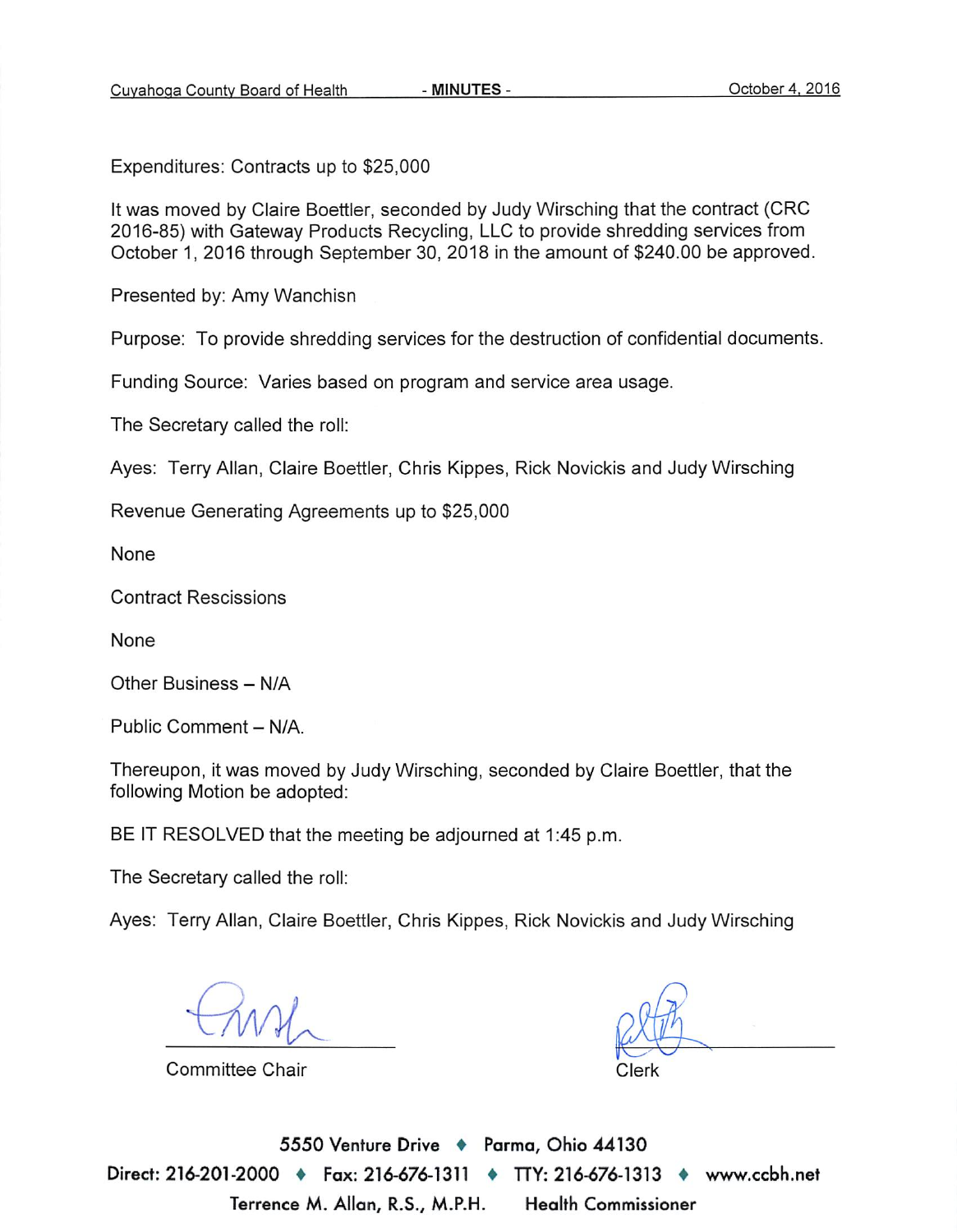Expenditures: Contracts up to $25,000

It was moved by Claire Boettler, seconded by Judy Wirsching that the contract (CRC 2016-85) with Gateway Products Recycling, LLC to provide shredding services from October 1, 2016 through September 30, 2018 in the amount of $240.00 be approved.

Presented by: Amy Wanchisn

Purpose: To provide shredding services for the destruction of confidential documents.

Funding Source: Varies based on program and service area usage.

The Secretary called the roll:

Ayes: Terry Allan, Claire Boettler, Chris Kippes, Rick Novickis and Judy Wirsching

Revenue Generating Agreements up to $25,000

None

Contract Rescissions

None

Other Business – N/A

Public Comment – N/A.

Thereupon, it was moved by Judy Wirsching, seconded by Claire Boettler, that the following Motion be adopted:

BE IT RESOLVED that the meeting be adjourned at 1:45 p.m.

The Secretary called the roll:

Ayes: Terry Allan, Claire Boettler, Chris Kippes, Rick Novickis and Judy Wirsching

Committee Chair

Clerk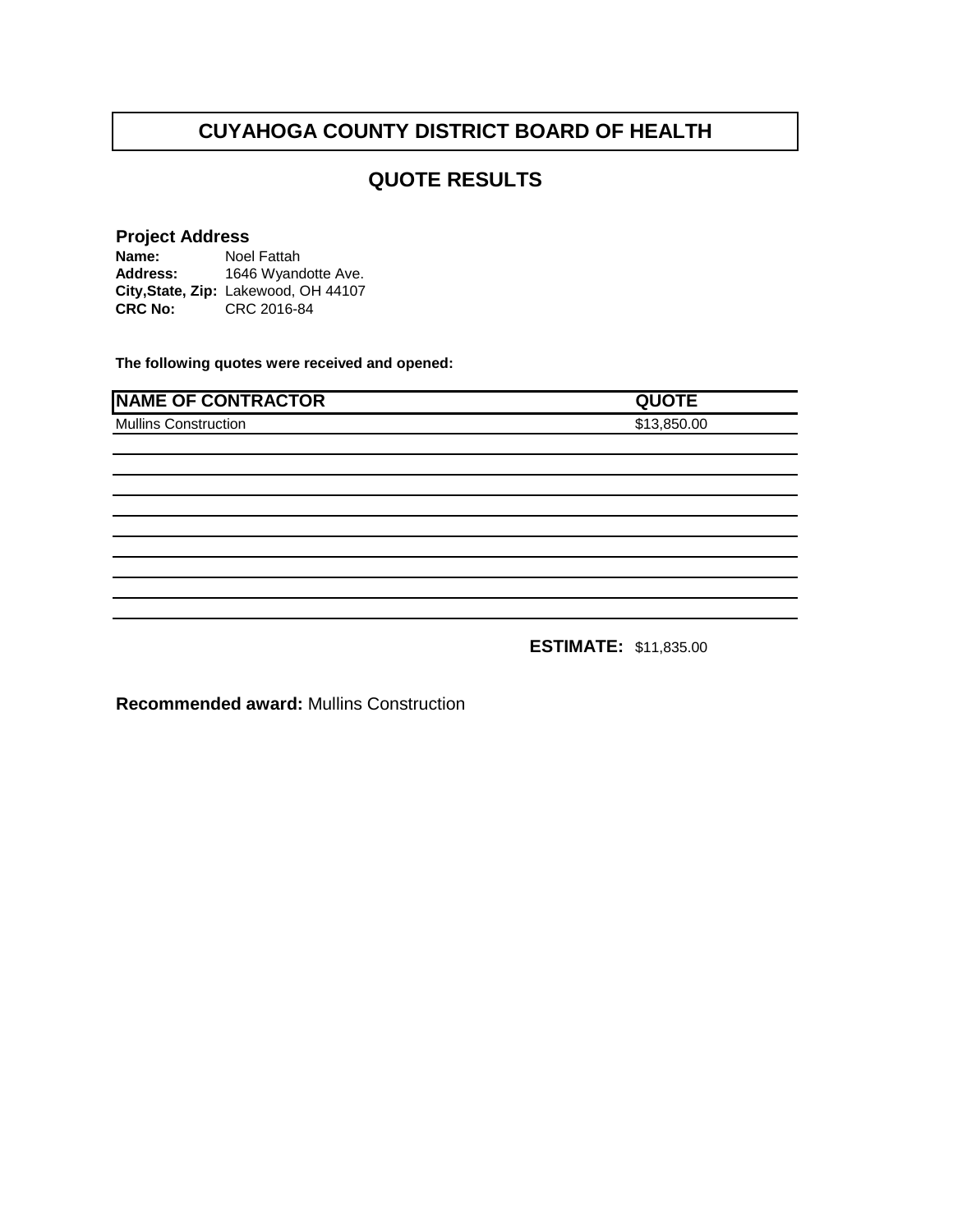# CUYAHOGA COUNTY DISTRICT BOARD OF HEALTH

## QUOTE RESULTS

**Project Address**
**Name:** Noel Fattah
**Address:** 1646 Wyandotte Ave.
**City,State, Zip:** Lakewood, OH 44107
**CRC No:** CRC 2016-84

**The following quotes were received and opened:**

| NAME OF CONTRACTOR | QUOTE |
|---|---|
| Mullins Construction | $13,850.00 |

**ESTIMATE:** $11,835.00

**Recommended award:** Mullins Construction